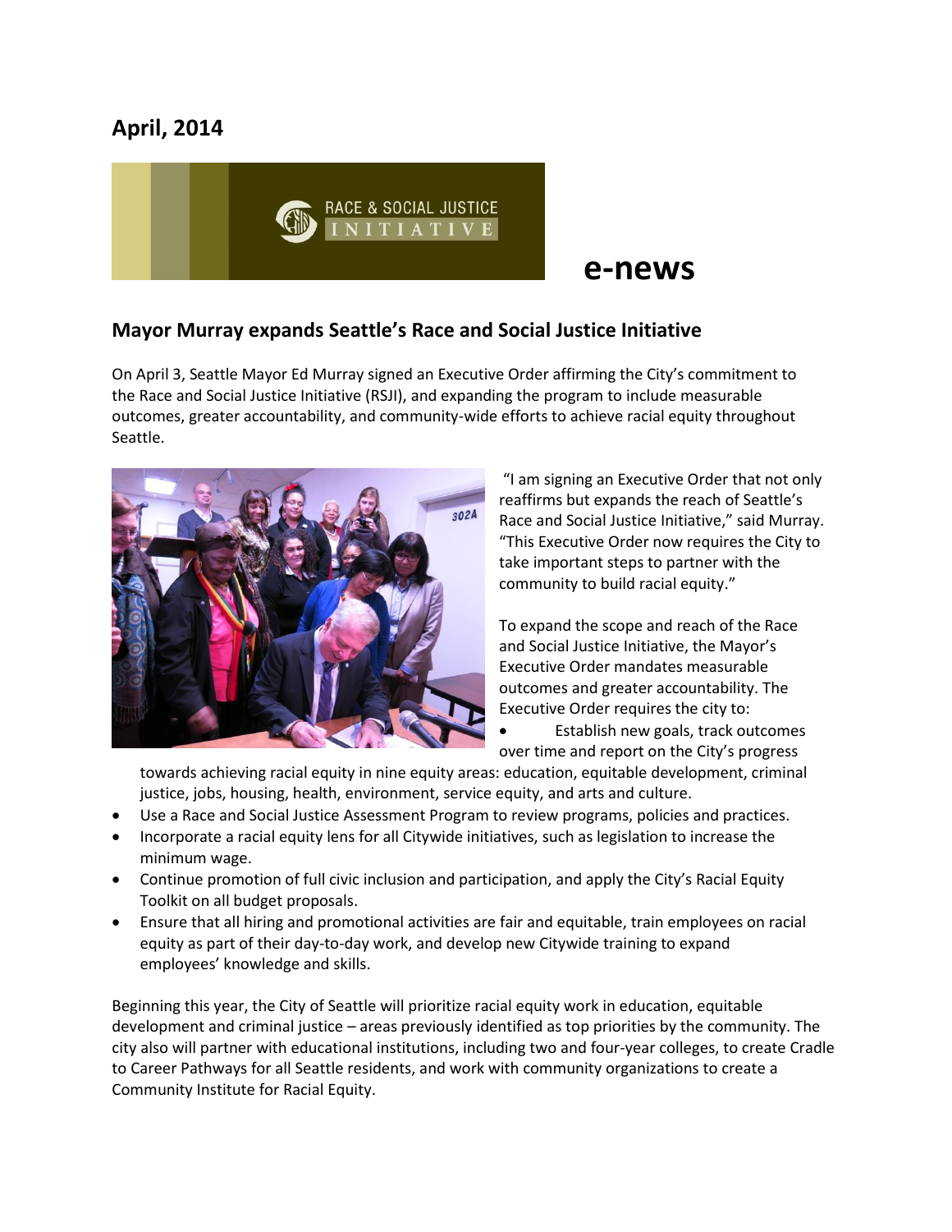## April, 2014

RACE & SOCIAL JUSTICE INITIATIVE

# e-news

## Mayor Murray expands Seattle's Race and Social Justice Initiative

On April 3, Seattle Mayor Ed Murray signed an Executive Order affirming the City's commitment to the Race and Social Justice Initiative (RSJI), and expanding the program to include measurable outcomes, greater accountability, and community-wide efforts to achieve racial equity throughout Seattle.

"I am signing an Executive Order that not only reaffirms but expands the reach of Seattle's Race and Social Justice Initiative," said Murray. "This Executive Order now requires the City to take important steps to partner with the community to build racial equity."

To expand the scope and reach of the Race and Social Justice Initiative, the Mayor's Executive Order mandates measurable outcomes and greater accountability. The Executive Order requires the city to:

- Establish new goals, track outcomes over time and report on the City's progress towards achieving racial equity in nine equity areas: education, equitable development, criminal justice, jobs, housing, health, environment, service equity, and arts and culture.
- Use a Race and Social Justice Assessment Program to review programs, policies and practices.
- Incorporate a racial equity lens for all Citywide initiatives, such as legislation to increase the minimum wage.
- Continue promotion of full civic inclusion and participation, and apply the City's Racial Equity Toolkit on all budget proposals.
- Ensure that all hiring and promotional activities are fair and equitable, train employees on racial equity as part of their day-to-day work, and develop new Citywide training to expand employees' knowledge and skills.

Beginning this year, the City of Seattle will prioritize racial equity work in education, equitable development and criminal justice – areas previously identified as top priorities by the community. The city also will partner with educational institutions, including two and four-year colleges, to create Cradle to Career Pathways for all Seattle residents, and work with community organizations to create a Community Institute for Racial Equity.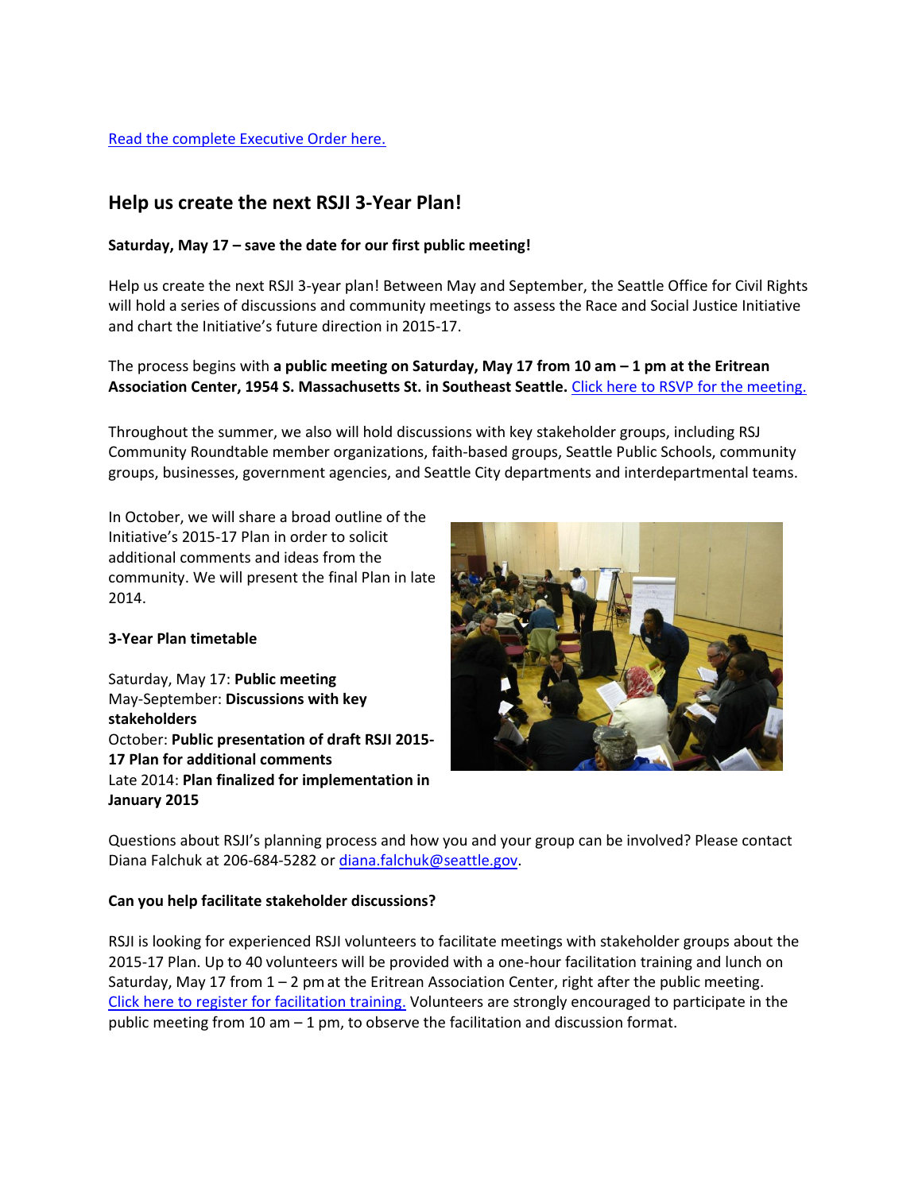[Read the complete Executive Order here.]

## Help us create the next RSJI 3-Year Plan!

**Saturday, May 17 – save the date for our first public meeting!**

Help us create the next RSJI 3-year plan! Between May and September, the Seattle Office for Civil Rights will hold a series of discussions and community meetings to assess the Race and Social Justice Initiative and chart the Initiative's future direction in 2015-17.

The process begins with **a public meeting on Saturday, May 17 from 10 am – 1 pm at the Eritrean Association Center, 1954 S. Massachusetts St. in Southeast Seattle.** [Click here to RSVP for the meeting.]

Throughout the summer, we also will hold discussions with key stakeholder groups, including RSJ Community Roundtable member organizations, faith-based groups, Seattle Public Schools, community groups, businesses, government agencies, and Seattle City departments and interdepartmental teams.

In October, we will share a broad outline of the Initiative's 2015-17 Plan in order to solicit additional comments and ideas from the community. We will present the final Plan in late 2014.

**3-Year Plan timetable**

Saturday, May 17: **Public meeting**
May-September: **Discussions with key stakeholders**
October: **Public presentation of draft RSJI 2015-17 Plan for additional comments**
Late 2014: **Plan finalized for implementation in January 2015**

Questions about RSJI's planning process and how you and your group can be involved? Please contact Diana Falchuk at 206-684-5282 or diana.falchuk@seattle.gov.

**Can you help facilitate stakeholder discussions?**

RSJI is looking for experienced RSJI volunteers to facilitate meetings with stakeholder groups about the 2015-17 Plan. Up to 40 volunteers will be provided with a one-hour facilitation training and lunch on Saturday, May 17 from 1 – 2 pm at the Eritrean Association Center, right after the public meeting. [Click here to register for facilitation training.] Volunteers are strongly encouraged to participate in the public meeting from 10 am – 1 pm, to observe the facilitation and discussion format.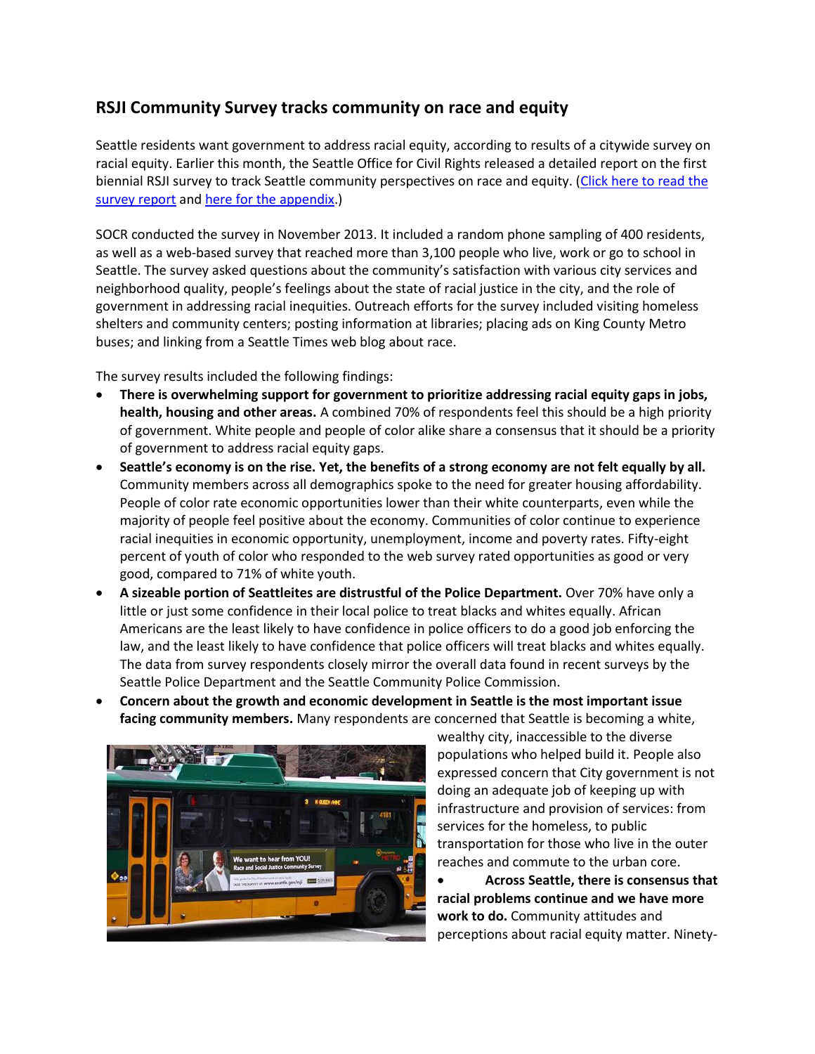## RSJI Community Survey tracks community on race and equity

Seattle residents want government to address racial equity, according to results of a citywide survey on racial equity. Earlier this month, the Seattle Office for Civil Rights released a detailed report on the first biennial RSJI survey to track Seattle community perspectives on race and equity. (Click here to read the survey report and here for the appendix.)

SOCR conducted the survey in November 2013. It included a random phone sampling of 400 residents, as well as a web-based survey that reached more than 3,100 people who live, work or go to school in Seattle. The survey asked questions about the community's satisfaction with various city services and neighborhood quality, people's feelings about the state of racial justice in the city, and the role of government in addressing racial inequities. Outreach efforts for the survey included visiting homeless shelters and community centers; posting information at libraries; placing ads on King County Metro buses; and linking from a Seattle Times web blog about race.

The survey results included the following findings:

- **There is overwhelming support for government to prioritize addressing racial equity gaps in jobs, health, housing and other areas.** A combined 70% of respondents feel this should be a high priority of government. White people and people of color alike share a consensus that it should be a priority of government to address racial equity gaps.
- **Seattle's economy is on the rise. Yet, the benefits of a strong economy are not felt equally by all.** Community members across all demographics spoke to the need for greater housing affordability. People of color rate economic opportunities lower than their white counterparts, even while the majority of people feel positive about the economy. Communities of color continue to experience racial inequities in economic opportunity, unemployment, income and poverty rates. Fifty-eight percent of youth of color who responded to the web survey rated opportunities as good or very good, compared to 71% of white youth.
- **A sizeable portion of Seattleites are distrustful of the Police Department.** Over 70% have only a little or just some confidence in their local police to treat blacks and whites equally. African Americans are the least likely to have confidence in police officers to do a good job enforcing the law, and the least likely to have confidence that police officers will treat blacks and whites equally. The data from survey respondents closely mirror the overall data found in recent surveys by the Seattle Police Department and the Seattle Community Police Commission.
- **Concern about the growth and economic development in Seattle is the most important issue facing community members.** Many respondents are concerned that Seattle is becoming a white, wealthy city, inaccessible to the diverse populations who helped build it. People also expressed concern that City government is not doing an adequate job of keeping up with infrastructure and provision of services: from services for the homeless, to public transportation for those who live in the outer reaches and commute to the urban core.
- **Across Seattle, there is consensus that racial problems continue and we have more work to do.** Community attitudes and perceptions about racial equity matter. Ninety-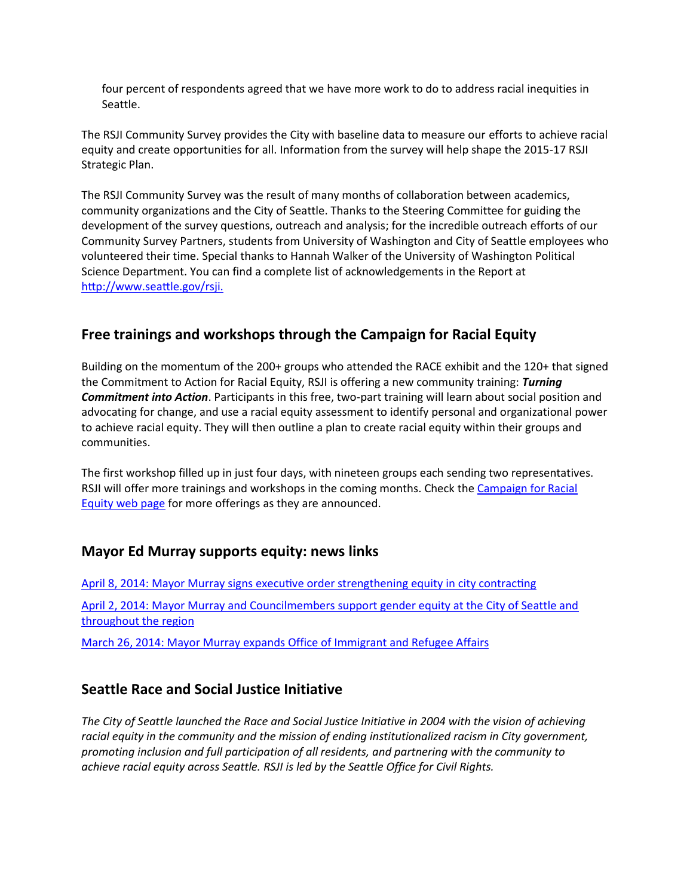four percent of respondents agreed that we have more work to do to address racial inequities in Seattle.

The RSJI Community Survey provides the City with baseline data to measure our efforts to achieve racial equity and create opportunities for all. Information from the survey will help shape the 2015-17 RSJI Strategic Plan.

The RSJI Community Survey was the result of many months of collaboration between academics, community organizations and the City of Seattle. Thanks to the Steering Committee for guiding the development of the survey questions, outreach and analysis; for the incredible outreach efforts of our Community Survey Partners, students from University of Washington and City of Seattle employees who volunteered their time. Special thanks to Hannah Walker of the University of Washington Political Science Department. You can find a complete list of acknowledgements in the Report at [http://www.seattle.gov/rsji.](http://www.seattle.gov/rsji)

## Free trainings and workshops through the Campaign for Racial Equity

Building on the momentum of the 200+ groups who attended the RACE exhibit and the 120+ that signed the Commitment to Action for Racial Equity, RSJI is offering a new community training: ***Turning Commitment into Action***. Participants in this free, two-part training will learn about social position and advocating for change, and use a racial equity assessment to identify personal and organizational power to achieve racial equity. They will then outline a plan to create racial equity within their groups and communities.

The first workshop filled up in just four days, with nineteen groups each sending two representatives. RSJI will offer more trainings and workshops in the coming months. Check the Campaign for Racial Equity web page for more offerings as they are announced.

## Mayor Ed Murray supports equity: news links

April 8, 2014: Mayor Murray signs executive order strengthening equity in city contracting

April 2, 2014: Mayor Murray and Councilmembers support gender equity at the City of Seattle and throughout the region

March 26, 2014: Mayor Murray expands Office of Immigrant and Refugee Affairs

## Seattle Race and Social Justice Initiative

*The City of Seattle launched the Race and Social Justice Initiative in 2004 with the vision of achieving racial equity in the community and the mission of ending institutionalized racism in City government, promoting inclusion and full participation of all residents, and partnering with the community to achieve racial equity across Seattle. RSJI is led by the Seattle Office for Civil Rights.*